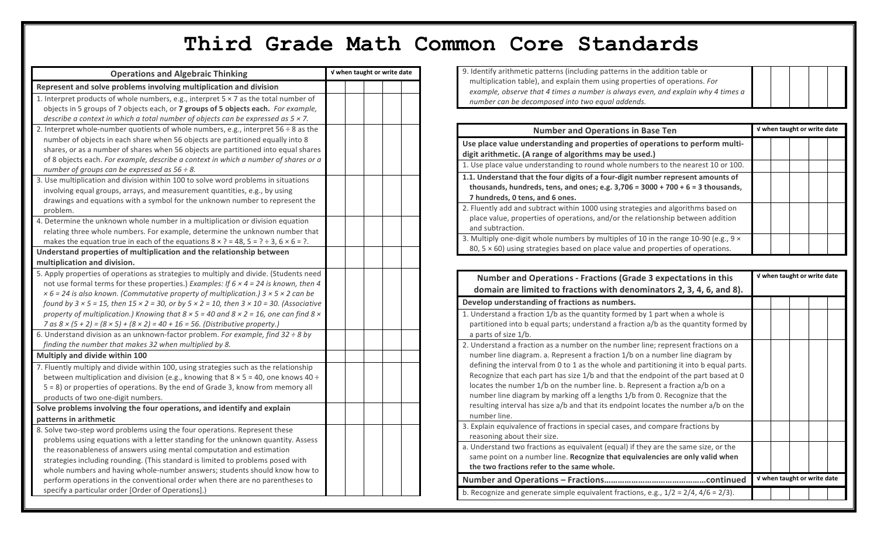# Third Grade Math Common Core Standards

| Operations and Algebraic Thinking | √ when taught or write date | | | | |
|---|---|---|---|---|---|
| **Represent and solve problems involving multiplication and division** | | | | | |
| 1. Interpret products of whole numbers, e.g., interpret $5 \times 7$ as the total number of objects in 5 groups of 7 objects each, or **7 groups of 5 objects each.** *For example, describe a context in which a total number of objects can be expressed as $5 \times 7$.* | | | | | |
| 2. Interpret whole-number quotients of whole numbers, e.g., interpret $56 \div 8$ as the number of objects in each share when 56 objects are partitioned equally into 8 shares, or as a number of shares when 56 objects are partitioned into equal shares of 8 objects each. *For example, describe a context in which a number of shares or a number of groups can be expressed as $56 \div 8$.* | | | | | |
| 3. Use multiplication and division within 100 to solve word problems in situations involving equal groups, arrays, and measurement quantities, e.g., by using drawings and equations with a symbol for the unknown number to represent the problem. | | | | | |
| 4. Determine the unknown whole number in a multiplication or division equation relating three whole numbers. For example, determine the unknown number that makes the equation true in each of the equations $8 \times ? = 48$, $5 = ? \div 3$, $6 \times 6 = ?$. | | | | | |
| **Understand properties of multiplication and the relationship between multiplication and division.** | | | | | |
| 5. Apply properties of operations as strategies to multiply and divide. (Students need not use formal terms for these properties.) *Examples: If $6 \times 4 = 24$ is known, then $4 \times 6 = 24$ is also known. (Commutative property of multiplication.) $3 \times 5 \times 2$ can be found by $3 \times 5 = 15$, then $15 \times 2 = 30$, or by $5 \times 2 = 10$, then $3 \times 10 = 30$. (Associative property of multiplication.) Knowing that $8 \times 5 = 40$ and $8 \times 2 = 16$, one can find $8 \times 7$ as $8 \times (5 + 2) = (8 \times 5) + (8 \times 2) = 40 + 16 = 56$. (Distributive property.)* | | | | | |
| 6. Understand division as an unknown-factor problem. *For example, find $32 \div 8$ by finding the number that makes 32 when multiplied by 8.* | | | | | |
| **Multiply and divide within 100** | | | | | |
| 7. Fluently multiply and divide within 100, using strategies such as the relationship between multiplication and division (e.g., knowing that $8 \times 5 = 40$, one knows $40 \div 5 = 8$) or properties of operations. By the end of Grade 3, know from memory all products of two one-digit numbers. | | | | | |
| **Solve problems involving the four operations, and identify and explain patterns in arithmetic** | | | | | |
| 8. Solve two-step word problems using the four operations. Represent these problems using equations with a letter standing for the unknown quantity. Assess the reasonableness of answers using mental computation and estimation strategies including rounding. (This standard is limited to problems posed with whole numbers and having whole-number answers; students should know how to perform operations in the conventional order when there are no parentheses to specify a particular order [Order of Operations].) | | | | | |
| 9. Identify arithmetic patterns (including patterns in the addition table or multiplication table), and explain them using properties of operations. *For example, observe that 4 times a number is always even, and explain why 4 times a number can be decomposed into two equal addends.* | | | | | |

| Number and Operations in Base Ten | √ when taught or write date | | | | |
|---|---|---|---|---|---|
| **Use place value understanding and properties of operations to perform multi-digit arithmetic. (A range of algorithms may be used.)** | | | | | |
| 1. Use place value understanding to round whole numbers to the nearest 10 or 100. | | | | | |
| **1.1. Understand that the four digits of a four-digit number represent amounts of thousands, hundreds, tens, and ones; e.g. 3,706 = 3000 + 700 + 6 = 3 thousands, 7 hundreds, 0 tens, and 6 ones.** | | | | | |
| 2. Fluently add and subtract within 1000 using strategies and algorithms based on place value, properties of operations, and/or the relationship between addition and subtraction. | | | | | |
| 3. Multiply one-digit whole numbers by multiples of 10 in the range 10-90 (e.g., $9 \times 80$, $5 \times 60$) using strategies based on place value and properties of operations. | | | | | |

| Number and Operations - Fractions (Grade 3 expectations in this domain are limited to fractions with denominators 2, 3, 4, 6, and 8). | √ when taught or write date | | | | |
|---|---|---|---|---|---|
| **Develop understanding of fractions as numbers.** | | | | | |
| 1. Understand a fraction $1/b$ as the quantity formed by 1 part when a whole is partitioned into $b$ equal parts; understand a fraction $a/b$ as the quantity formed by $a$ parts of size $1/b$. | | | | | |
| 2. Understand a fraction as a number on the number line; represent fractions on a number line diagram. a. Represent a fraction $1/b$ on a number line diagram by defining the interval from 0 to 1 as the whole and partitioning it into $b$ equal parts. Recognize that each part has size $1/b$ and that the endpoint of the part based at 0 locates the number $1/b$ on the number line. b. Represent a fraction $a/b$ on a number line diagram by marking off $a$ lengths $1/b$ from 0. Recognize that the resulting interval has size $a/b$ and that its endpoint locates the number $a/b$ on the number line. | | | | | |
| 3. Explain equivalence of fractions in special cases, and compare fractions by reasoning about their size. | | | | | |
| a. Understand two fractions as equivalent (equal) if they are the same size, or the same point on a number line. **Recognize that equivalencies are only valid when the two fractions refer to the same whole.** | | | | | |
| **Number and Operations – Fractions……………………………………continued** | √ when taught or write date | | | | |
| b. Recognize and generate simple equivalent fractions, e.g., $1/2 = 2/4$, $4/6 = 2/3$). | | | | | |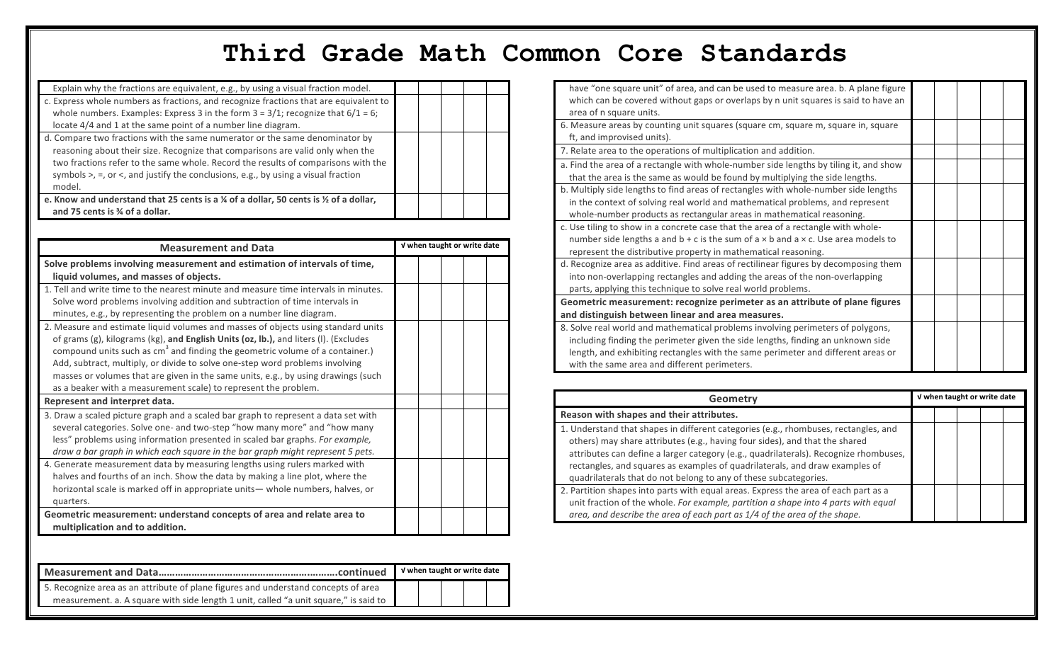# Third Grade Math Common Core Standards

| | | | | | |
|---|---|---|---|---|---|
| Explain why the fractions are equivalent, e.g., by using a visual fraction model. | | | | | |
| c. Express whole numbers as fractions, and recognize fractions that are equivalent to whole numbers. Examples: Express 3 in the form 3 = 3/1; recognize that 6/1 = 6; locate 4/4 and 1 at the same point of a number line diagram. | | | | | |
| d. Compare two fractions with the same numerator or the same denominator by reasoning about their size. Recognize that comparisons are valid only when the two fractions refer to the same whole. Record the results of comparisons with the symbols >, =, or <, and justify the conclusions, e.g., by using a visual fraction model. | | | | | |
| **e. Know and understand that 25 cents is a ¼ of a dollar, 50 cents is ½ of a dollar, and 75 cents is ¾ of a dollar.** | | | | | |

| Measurement and Data | √ when taught or write date | | | | |
|---|---|---|---|---|---|
| **Solve problems involving measurement and estimation of intervals of time, liquid volumes, and masses of objects.** | | | | | |
| 1. Tell and write time to the nearest minute and measure time intervals in minutes. Solve word problems involving addition and subtraction of time intervals in minutes, e.g., by representing the problem on a number line diagram. | | | | | |
| 2. Measure and estimate liquid volumes and masses of objects using standard units of grams (g), kilograms (kg), **and English Units (oz, lb.),** and liters (l). (Excludes compound units such as $cm^3$ and finding the geometric volume of a container.) Add, subtract, multiply, or divide to solve one-step word problems involving masses or volumes that are given in the same units, e.g., by using drawings (such as a beaker with a measurement scale) to represent the problem. | | | | | |
| **Represent and interpret data.** | | | | | |
| 3. Draw a scaled picture graph and a scaled bar graph to represent a data set with several categories. Solve one- and two-step "how many more" and "how many less" problems using information presented in scaled bar graphs. *For example, draw a bar graph in which each square in the bar graph might represent 5 pets.* | | | | | |
| 4. Generate measurement data by measuring lengths using rulers marked with halves and fourths of an inch. Show the data by making a line plot, where the horizontal scale is marked off in appropriate units— whole numbers, halves, or quarters. | | | | | |
| **Geometric measurement: understand concepts of area and relate area to multiplication and to addition.** | | | | | |

| Measurement and Data……………………………………………………….continued | √ when taught or write date | | | | |
|---|---|---|---|---|---|
| 5. Recognize area as an attribute of plane figures and understand concepts of area measurement. a. A square with side length 1 unit, called "a unit square," is said to have "one square unit" of area, and can be used to measure area. b. A plane figure which can be covered without gaps or overlaps by n unit squares is said to have an area of n square units. | | | | | |
| 6. Measure areas by counting unit squares (square cm, square m, square in, square ft, and improvised units). | | | | | |
| 7. Relate area to the operations of multiplication and addition. | | | | | |
| a. Find the area of a rectangle with whole-number side lengths by tiling it, and show that the area is the same as would be found by multiplying the side lengths. | | | | | |
| b. Multiply side lengths to find areas of rectangles with whole-number side lengths in the context of solving real world and mathematical problems, and represent whole-number products as rectangular areas in mathematical reasoning. | | | | | |
| c. Use tiling to show in a concrete case that the area of a rectangle with whole-number side lengths a and b + c is the sum of a × b and a × c. Use area models to represent the distributive property in mathematical reasoning. | | | | | |
| d. Recognize area as additive. Find areas of rectilinear figures by decomposing them into non-overlapping rectangles and adding the areas of the non-overlapping parts, applying this technique to solve real world problems. | | | | | |
| **Geometric measurement: recognize perimeter as an attribute of plane figures and distinguish between linear and area measures.** | | | | | |
| 8. Solve real world and mathematical problems involving perimeters of polygons, including finding the perimeter given the side lengths, finding an unknown side length, and exhibiting rectangles with the same perimeter and different areas or with the same area and different perimeters. | | | | | |

| Geometry | √ when taught or write date | | | | |
|---|---|---|---|---|---|
| **Reason with shapes and their attributes.** | | | | | |
| 1. Understand that shapes in different categories (e.g., rhombuses, rectangles, and others) may share attributes (e.g., having four sides), and that the shared attributes can define a larger category (e.g., quadrilaterals). Recognize rhombuses, rectangles, and squares as examples of quadrilaterals, and draw examples of quadrilaterals that do not belong to any of these subcategories. | | | | | |
| 2. Partition shapes into parts with equal areas. Express the area of each part as a unit fraction of the whole. *For example, partition a shape into 4 parts with equal area, and describe the area of each part as 1/4 of the area of the shape.* | | | | | |